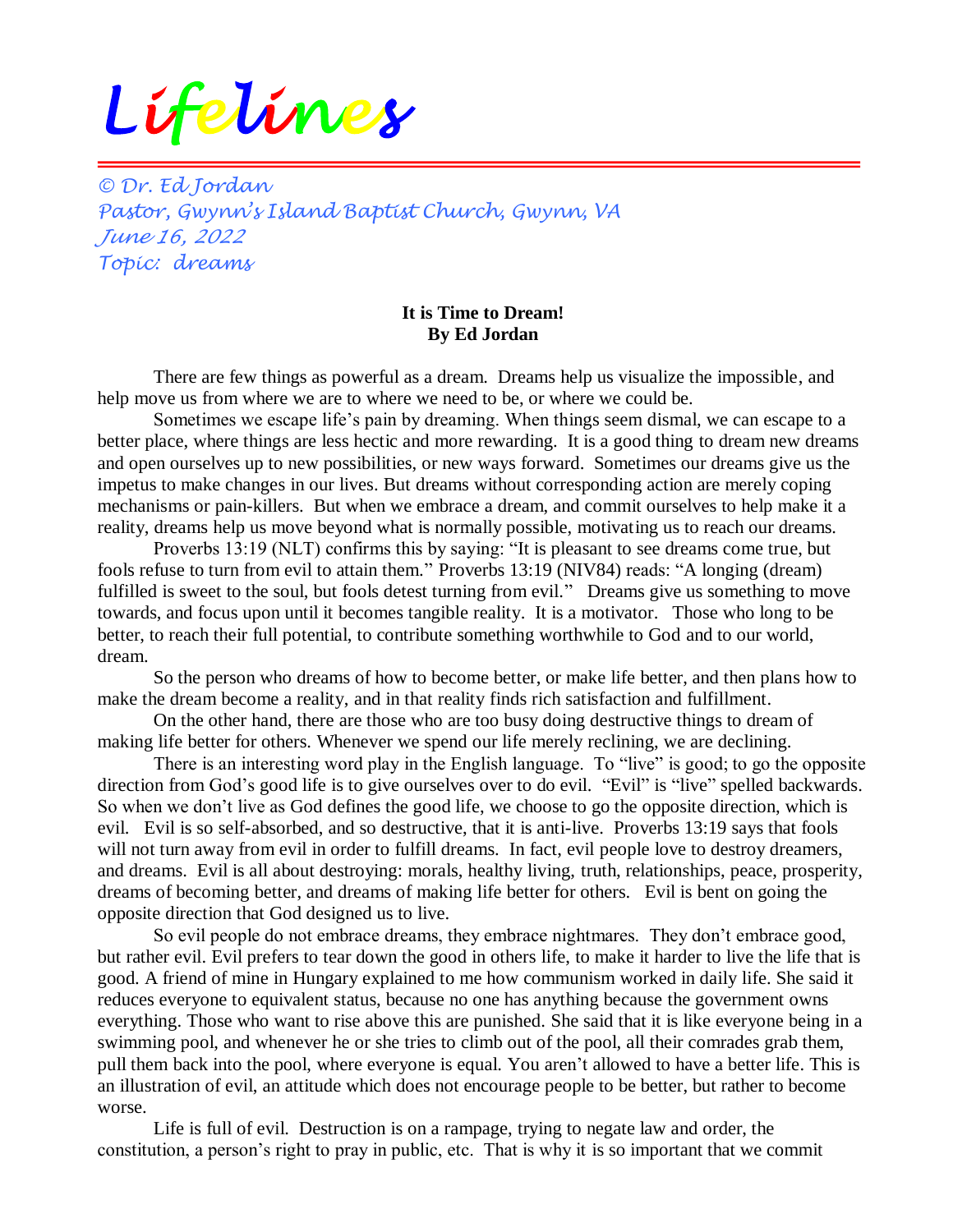# Lifelines

*© Dr. Ed Jordan*
*Pastor, Gwynn's Island Baptist Church, Gwynn, VA*
*June 16, 2022*
*Topic: dreams*

**It is Time to Dream!**
**By Ed Jordan**

There are few things as powerful as a dream. Dreams help us visualize the impossible, and help move us from where we are to where we need to be, or where we could be.

Sometimes we escape life's pain by dreaming. When things seem dismal, we can escape to a better place, where things are less hectic and more rewarding. It is a good thing to dream new dreams and open ourselves up to new possibilities, or new ways forward. Sometimes our dreams give us the impetus to make changes in our lives. But dreams without corresponding action are merely coping mechanisms or pain-killers. But when we embrace a dream, and commit ourselves to help make it a reality, dreams help us move beyond what is normally possible, motivating us to reach our dreams.

Proverbs 13:19 (NLT) confirms this by saying: "It is pleasant to see dreams come true, but fools refuse to turn from evil to attain them." Proverbs 13:19 (NIV84) reads: "A longing (dream) fulfilled is sweet to the soul, but fools detest turning from evil." Dreams give us something to move towards, and focus upon until it becomes tangible reality. It is a motivator. Those who long to be better, to reach their full potential, to contribute something worthwhile to God and to our world, dream.

So the person who dreams of how to become better, or make life better, and then plans how to make the dream become a reality, and in that reality finds rich satisfaction and fulfillment.

On the other hand, there are those who are too busy doing destructive things to dream of making life better for others. Whenever we spend our life merely reclining, we are declining.

There is an interesting word play in the English language. To "live" is good; to go the opposite direction from God's good life is to give ourselves over to do evil. "Evil" is "live" spelled backwards. So when we don't live as God defines the good life, we choose to go the opposite direction, which is evil. Evil is so self-absorbed, and so destructive, that it is anti-live. Proverbs 13:19 says that fools will not turn away from evil in order to fulfill dreams. In fact, evil people love to destroy dreamers, and dreams. Evil is all about destroying: morals, healthy living, truth, relationships, peace, prosperity, dreams of becoming better, and dreams of making life better for others. Evil is bent on going the opposite direction that God designed us to live.

So evil people do not embrace dreams, they embrace nightmares. They don't embrace good, but rather evil. Evil prefers to tear down the good in others life, to make it harder to live the life that is good. A friend of mine in Hungary explained to me how communism worked in daily life. She said it reduces everyone to equivalent status, because no one has anything because the government owns everything. Those who want to rise above this are punished. She said that it is like everyone being in a swimming pool, and whenever he or she tries to climb out of the pool, all their comrades grab them, pull them back into the pool, where everyone is equal. You aren't allowed to have a better life. This is an illustration of evil, an attitude which does not encourage people to be better, but rather to become worse.

Life is full of evil. Destruction is on a rampage, trying to negate law and order, the constitution, a person's right to pray in public, etc. That is why it is so important that we commit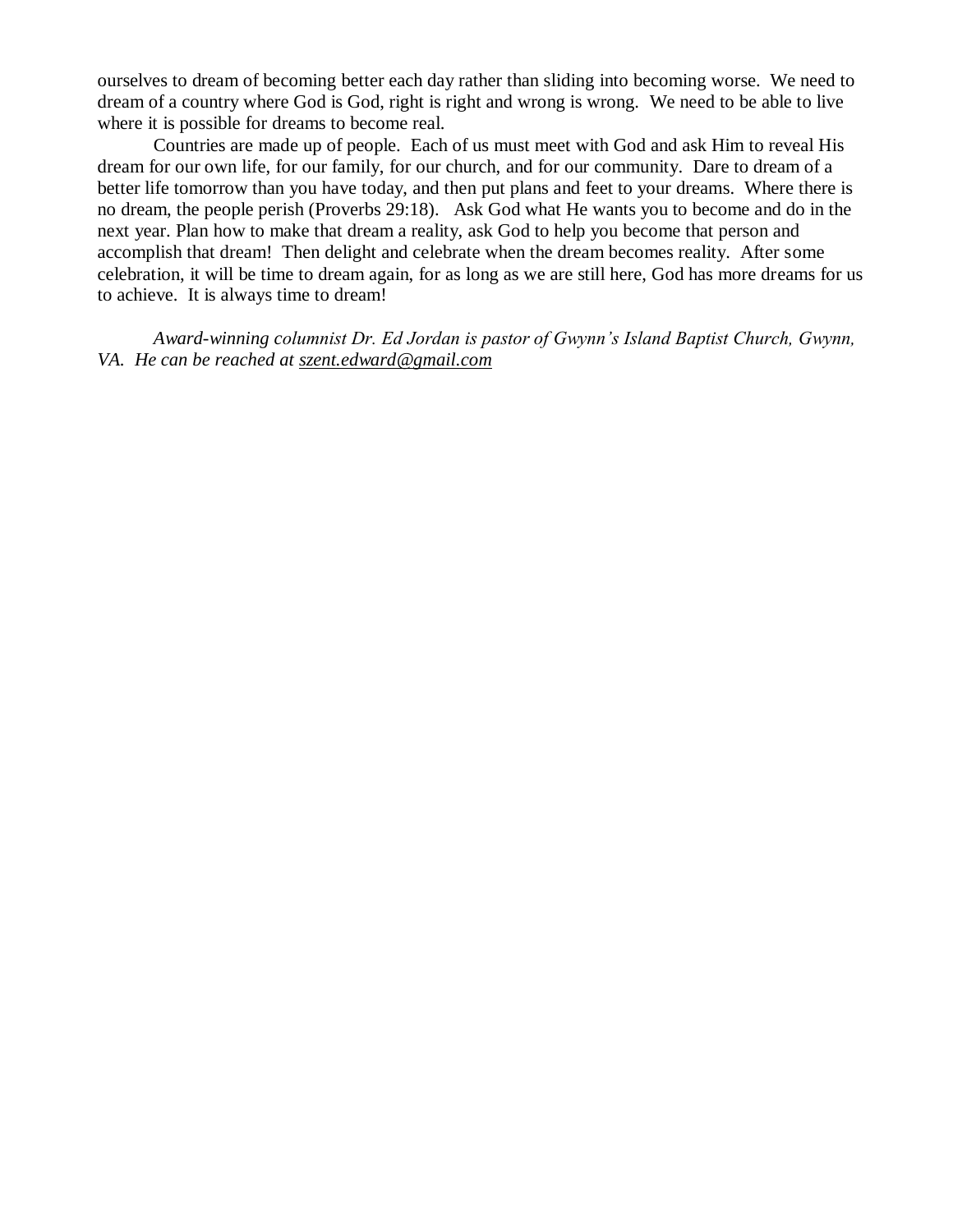ourselves to dream of becoming better each day rather than sliding into becoming worse. We need to dream of a country where God is God, right is right and wrong is wrong. We need to be able to live where it is possible for dreams to become real.

Countries are made up of people. Each of us must meet with God and ask Him to reveal His dream for our own life, for our family, for our church, and for our community. Dare to dream of a better life tomorrow than you have today, and then put plans and feet to your dreams. Where there is no dream, the people perish (Proverbs 29:18). Ask God what He wants you to become and do in the next year. Plan how to make that dream a reality, ask God to help you become that person and accomplish that dream! Then delight and celebrate when the dream becomes reality. After some celebration, it will be time to dream again, for as long as we are still here, God has more dreams for us to achieve. It is always time to dream!

*Award-winning columnist Dr. Ed Jordan is pastor of Gwynn's Island Baptist Church, Gwynn, VA. He can be reached at szent.edward@gmail.com*